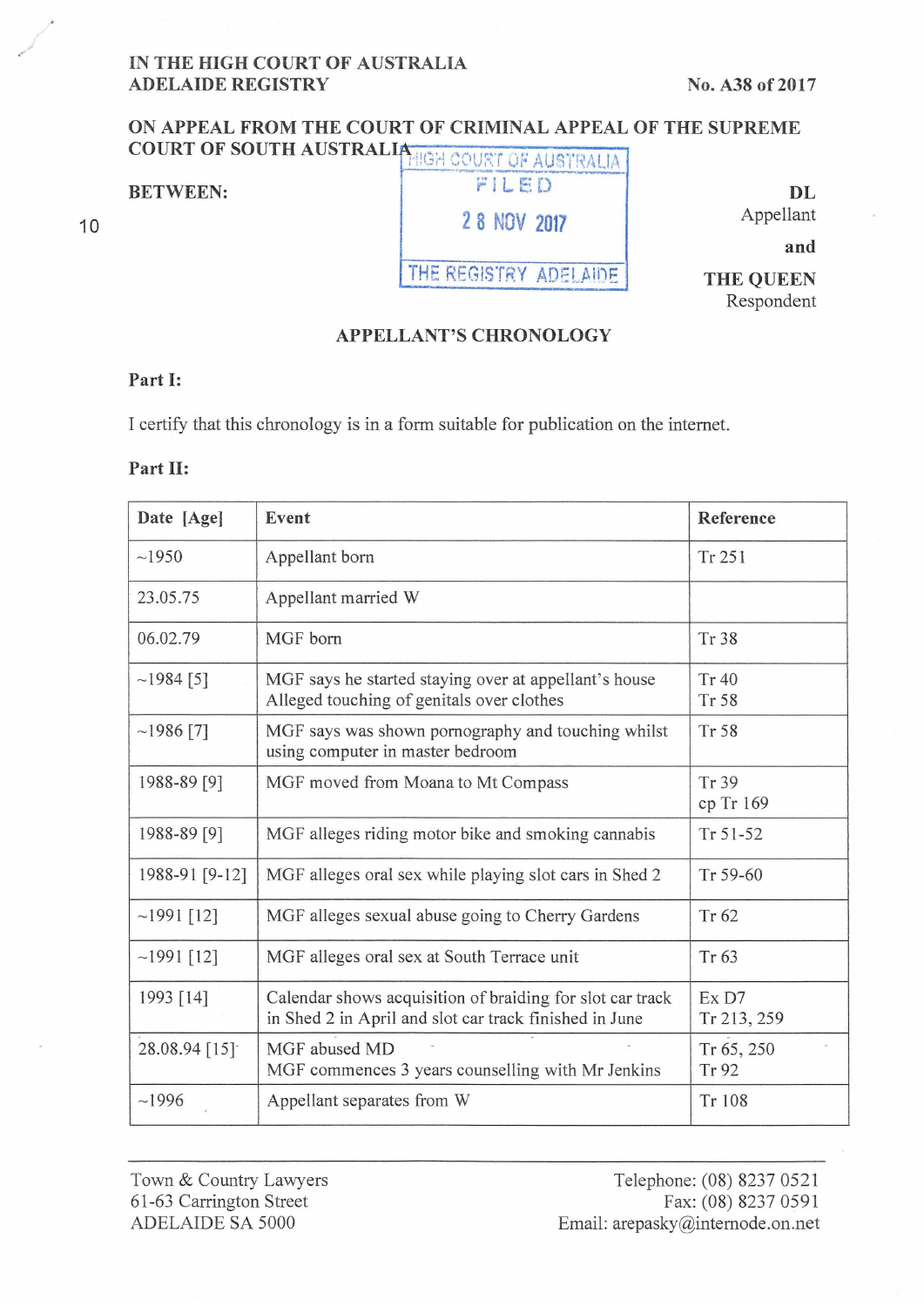IN THE HIGH COURT OF AUSTRALIA
ADELAIDE REGISTRY

No. A38 of 2017

ON APPEAL FROM THE COURT OF CRIMINAL APPEAL OF THE SUPREME COURT OF SOUTH AUSTRALIA

HIGH COURT OF AUSTRALIA
FILED
28 NOV 2017
THE REGISTRY ADELAIDE

BETWEEN:

**DL**
Appellant

and

**THE QUEEN**
Respondent

## APPELLANT'S CHRONOLOGY

**Part I:**

I certify that this chronology is in a form suitable for publication on the internet.

**Part II:**

| Date [Age] | Event | Reference |
|---|---|---|
| ~1950 | Appellant born | Tr 251 |
| 23.05.75 | Appellant married W | |
| 06.02.79 | MGF born | Tr 38 |
| ~1984 [5] | MGF says he started staying over at appellant's house<br>Alleged touching of genitals over clothes | Tr 40<br>Tr 58 |
| ~1986 [7] | MGF says was shown pornography and touching whilst using computer in master bedroom | Tr 58 |
| 1988-89 [9] | MGF moved from Moana to Mt Compass | Tr 39<br>cp Tr 169 |
| 1988-89 [9] | MGF alleges riding motor bike and smoking cannabis | Tr 51-52 |
| 1988-91 [9-12] | MGF alleges oral sex while playing slot cars in Shed 2 | Tr 59-60 |
| ~1991 [12] | MGF alleges sexual abuse going to Cherry Gardens | Tr 62 |
| ~1991 [12] | MGF alleges oral sex at South Terrace unit | Tr 63 |
| 1993 [14] | Calendar shows acquisition of braiding for slot car track in Shed 2 in April and slot car track finished in June | Ex D7<br>Tr 213, 259 |
| 28.08.94 [15] | MGF abused MD<br>MGF commences 3 years counselling with Mr Jenkins | Tr 65, 250<br>Tr 92 |
| ~1996 | Appellant separates from W | Tr 108 |

Town & Country Lawyers
61-63 Carrington Street
ADELAIDE SA 5000

Telephone: (08) 8237 0521
Fax: (08) 8237 0591
Email: arepasky@internode.on.net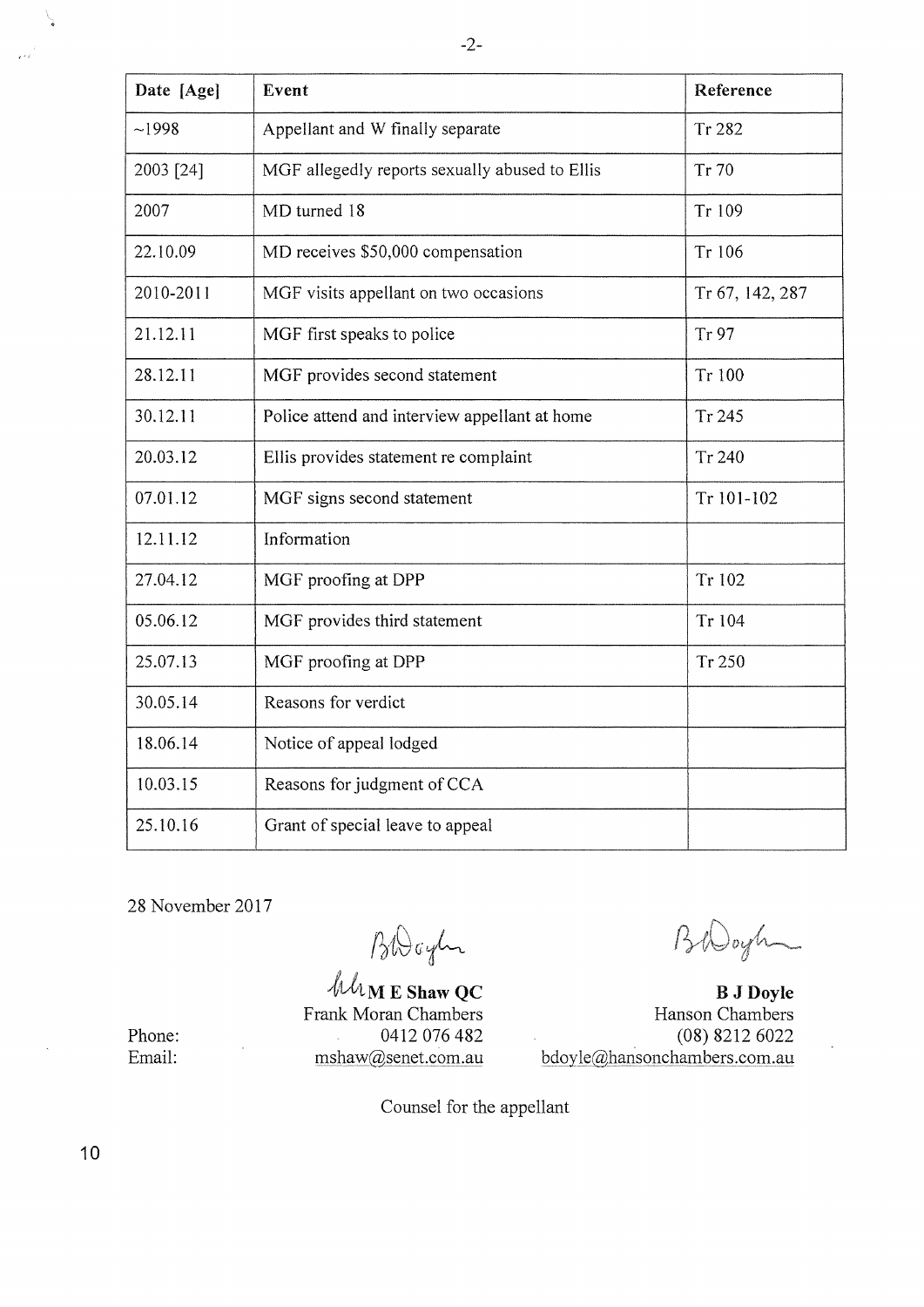| Date [Age] | Event | Reference |
|---|---|---|
| ~1998 | Appellant and W finally separate | Tr 282 |
| 2003 [24] | MGF allegedly reports sexually abused to Ellis | Tr 70 |
| 2007 | MD turned 18 | Tr 109 |
| 22.10.09 | MD receives $50,000 compensation | Tr 106 |
| 2010-2011 | MGF visits appellant on two occasions | Tr 67, 142, 287 |
| 21.12.11 | MGF first speaks to police | Tr 97 |
| 28.12.11 | MGF provides second statement | Tr 100 |
| 30.12.11 | Police attend and interview appellant at home | Tr 245 |
| 20.03.12 | Ellis provides statement re complaint | Tr 240 |
| 07.01.12 | MGF signs second statement | Tr 101-102 |
| 12.11.12 | Information | |
| 27.04.12 | MGF proofing at DPP | Tr 102 |
| 05.06.12 | MGF provides third statement | Tr 104 |
| 25.07.13 | MGF proofing at DPP | Tr 250 |
| 30.05.14 | Reasons for verdict | |
| 18.06.14 | Notice of appeal lodged | |
| 10.03.15 | Reasons for judgment of CCA | |
| 25.10.16 | Grant of special leave to appeal | |

28 November 2017

**M E Shaw QC**
Frank Moran Chambers
Phone: 0412 076 482
Email: mshaw@senet.com.au

**B J Doyle**
Hanson Chambers
(08) 8212 6022
bdoyle@hansonchambers.com.au

Counsel for the appellant